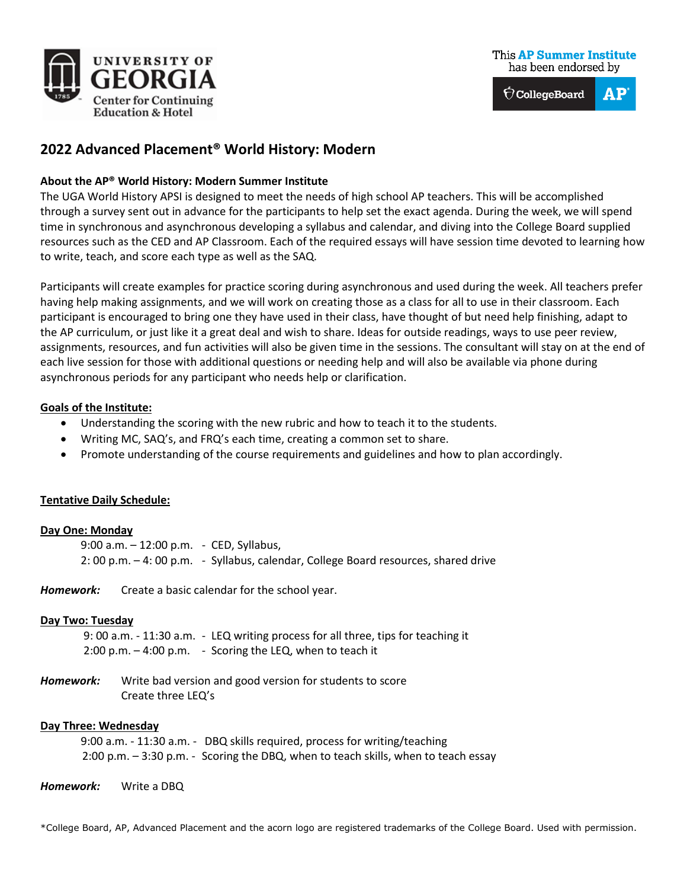University of Georgia Center for Continuing Education & Hotel

This AP Summer Institute has been endorsed by CollegeBoard AP

# 2022 Advanced Placement® World History: Modern

**About the AP® World History: Modern Summer Institute**

The UGA World History APSI is designed to meet the needs of high school AP teachers. This will be accomplished through a survey sent out in advance for the participants to help set the exact agenda. During the week, we will spend time in synchronous and asynchronous developing a syllabus and calendar, and diving into the College Board supplied resources such as the CED and AP Classroom. Each of the required essays will have session time devoted to learning how to write, teach, and score each type as well as the SAQ.

Participants will create examples for practice scoring during asynchronous and used during the week. All teachers prefer having help making assignments, and we will work on creating those as a class for all to use in their classroom. Each participant is encouraged to bring one they have used in their class, have thought of but need help finishing, adapt to the AP curriculum, or just like it a great deal and wish to share. Ideas for outside readings, ways to use peer review, assignments, resources, and fun activities will also be given time in the sessions. The consultant will stay on at the end of each live session for those with additional questions or needing help and will also be available via phone during asynchronous periods for any participant who needs help or clarification.

**Goals of the Institute:**

- Understanding the scoring with the new rubric and how to teach it to the students.
- Writing MC, SAQ's, and FRQ's each time, creating a common set to share.
- Promote understanding of the course requirements and guidelines and how to plan accordingly.

**Tentative Daily Schedule:**

**Day One: Monday**

9:00 a.m. – 12:00 p.m. - CED, Syllabus,
2: 00 p.m. – 4: 00 p.m. - Syllabus, calendar, College Board resources, shared drive

***Homework:*** Create a basic calendar for the school year.

**Day Two: Tuesday**

9: 00 a.m. - 11:30 a.m. - LEQ writing process for all three, tips for teaching it
2:00 p.m. – 4:00 p.m. - Scoring the LEQ, when to teach it

***Homework:*** Write bad version and good version for students to score
Create three LEQ's

**Day Three: Wednesday**

9:00 a.m. - 11:30 a.m. - DBQ skills required, process for writing/teaching
2:00 p.m. – 3:30 p.m. - Scoring the DBQ, when to teach skills, when to teach essay

***Homework:*** Write a DBQ

*College Board, AP, Advanced Placement and the acorn logo are registered trademarks of the College Board. Used with permission.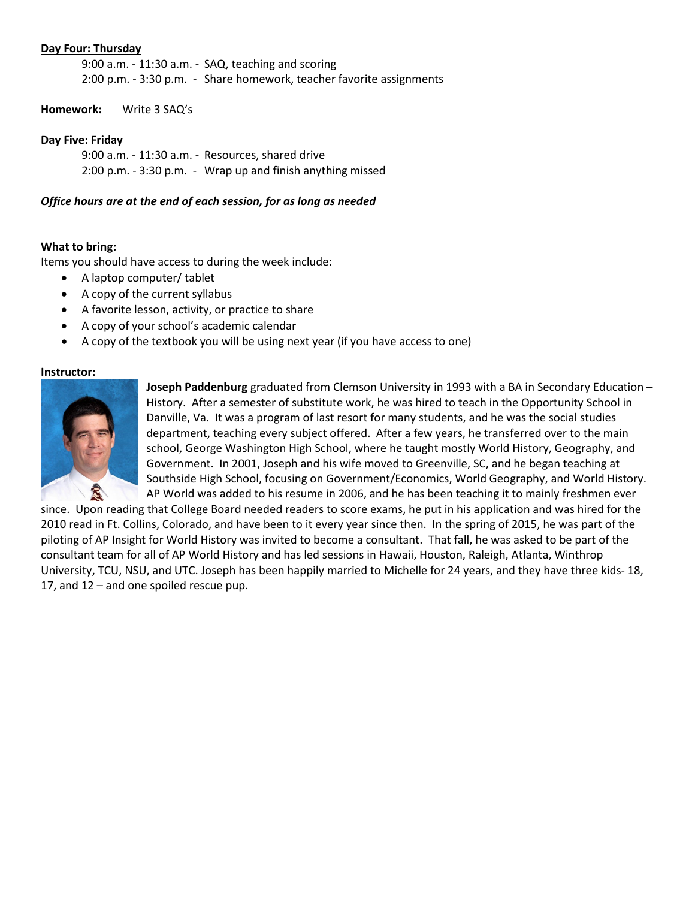**Day Four: Thursday**

9:00 a.m. - 11:30 a.m. - SAQ, teaching and scoring
2:00 p.m. - 3:30 p.m. - Share homework, teacher favorite assignments

**Homework:** Write 3 SAQ's

**Day Five: Friday**

9:00 a.m. - 11:30 a.m. - Resources, shared drive
2:00 p.m. - 3:30 p.m. - Wrap up and finish anything missed

***Office hours are at the end of each session, for as long as needed***

**What to bring:**

Items you should have access to during the week include:

- A laptop computer/ tablet
- A copy of the current syllabus
- A favorite lesson, activity, or practice to share
- A copy of your school's academic calendar
- A copy of the textbook you will be using next year (if you have access to one)

**Instructor:**

**Joseph Paddenburg** graduated from Clemson University in 1993 with a BA in Secondary Education – History. After a semester of substitute work, he was hired to teach in the Opportunity School in Danville, Va. It was a program of last resort for many students, and he was the social studies department, teaching every subject offered. After a few years, he transferred over to the main school, George Washington High School, where he taught mostly World History, Geography, and Government. In 2001, Joseph and his wife moved to Greenville, SC, and he began teaching at Southside High School, focusing on Government/Economics, World Geography, and World History. AP World was added to his resume in 2006, and he has been teaching it to mainly freshmen ever since. Upon reading that College Board needed readers to score exams, he put in his application and was hired for the 2010 read in Ft. Collins, Colorado, and have been to it every year since then. In the spring of 2015, he was part of the piloting of AP Insight for World History was invited to become a consultant. That fall, he was asked to be part of the consultant team for all of AP World History and has led sessions in Hawaii, Houston, Raleigh, Atlanta, Winthrop University, TCU, NSU, and UTC. Joseph has been happily married to Michelle for 24 years, and they have three kids- 18, 17, and 12 – and one spoiled rescue pup.